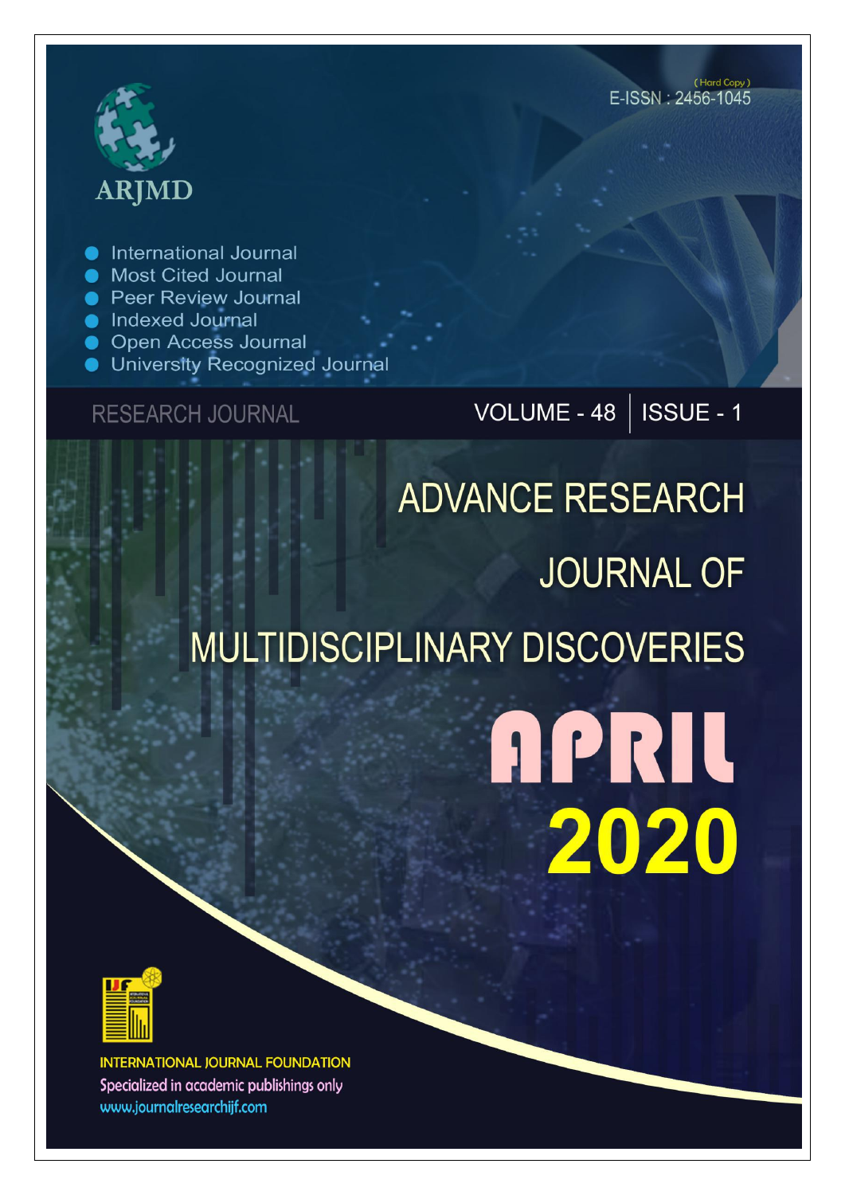ARJMD

(Hard Copy)

E-ISSN : 2456-1045

- International Journal
- Most Cited Journal
- Peer Review Journal
- Indexed Journal
- Open Access Journal
- University Recognized Journal

RESEARCH JOURNAL

VOLUME - 48 | ISSUE - 1

# ADVANCE RESEARCH JOURNAL OF MULTIDISCIPLINARY DISCOVERIES

# APRIL 2020

INTERNATIONAL JOURNAL FOUNDATION

Specialized in academic publishings only

www.journalresearchijf.com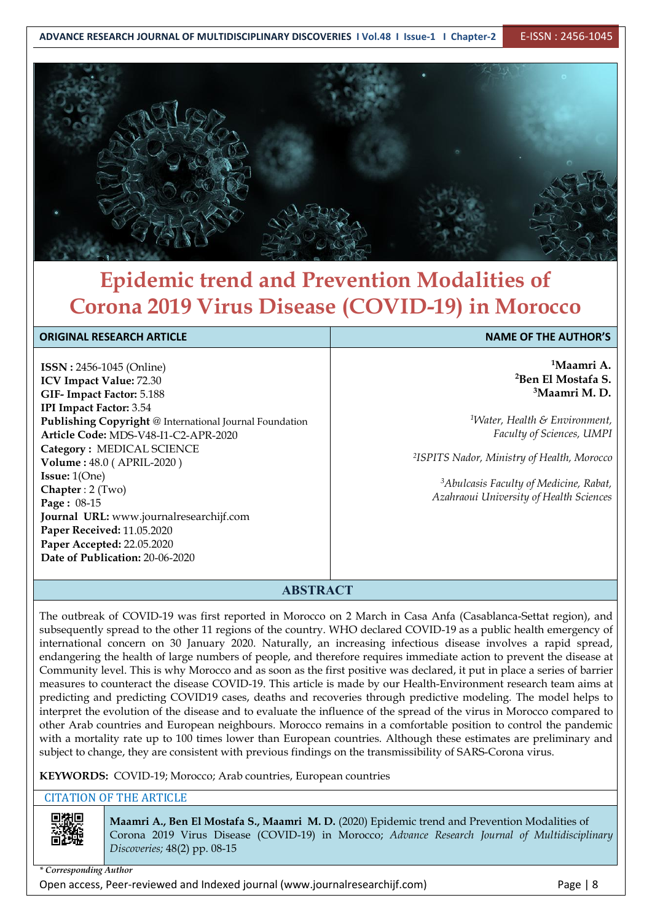# Epidemic trend and Prevention Modalities of Corona 2019 Virus Disease (COVID-19) in Morocco

| ORIGINAL RESEARCH ARTICLE | NAME OF THE AUTHOR'S |
|---|---|
| **ISSN :** 2456-1045 (Online)<br>**ICV Impact Value:** 72.30<br>**GIF- Impact Factor:** 5.188<br>**IPI Impact Factor:** 3.54<br>**Publishing Copyright** @ International Journal Foundation<br>**Article Code:** MDS-V48-I1-C2-APR-2020<br>**Category :** MEDICAL SCIENCE<br>**Volume :** 48.0 ( APRIL-2020 )<br>**Issue:** 1(One)<br>**Chapter** : 2 (Two)<br>**Page :** 08-15<br>**Journal URL:** www.journalresearchijf.com<br>**Paper Received:** 11.05.2020<br>**Paper Accepted:** 22.05.2020<br>**Date of Publication:** 20-06-2020 | **[1]Maamri A.**<br>**[2]Ben El Mostafa S.**<br>**[3]Maamri M. D.**<br><br>[1]*Water, Health & Environment, Faculty of Sciences, UMPI*<br><br>[2]*ISPITS Nador, Ministry of Health, Morocco*<br><br>[3]*Abulcasis Faculty of Medicine, Rabat, Azahraoui University of Health Sciences* |

## ABSTRACT

The outbreak of COVID-19 was first reported in Morocco on 2 March in Casa Anfa (Casablanca-Settat region), and subsequently spread to the other 11 regions of the country. WHO declared COVID-19 as a public health emergency of international concern on 30 January 2020. Naturally, an increasing infectious disease involves a rapid spread, endangering the health of large numbers of people, and therefore requires immediate action to prevent the disease at Community level. This is why Morocco and as soon as the first positive was declared, it put in place a series of barrier measures to counteract the disease COVID-19. This article is made by our Health-Environment research team aims at predicting and predicting COVID19 cases, deaths and recoveries through predictive modeling. The model helps to interpret the evolution of the disease and to evaluate the influence of the spread of the virus in Morocco compared to other Arab countries and European neighbours. Morocco remains in a comfortable position to control the pandemic with a mortality rate up to 100 times lower than European countries. Although these estimates are preliminary and subject to change, they are consistent with previous findings on the transmissibility of SARS-Corona virus.

**KEYWORDS:** COVID-19; Morocco; Arab countries, European countries

### CITATION OF THE ARTICLE

**Maamri A., Ben El Mostafa S., Maamri M. D.** (2020) Epidemic trend and Prevention Modalities of Corona 2019 Virus Disease (COVID-19) in Morocco; *Advance Research Journal of Multidisciplinary Discoveries;* 48(2) pp. 08-15

*\* Corresponding Author*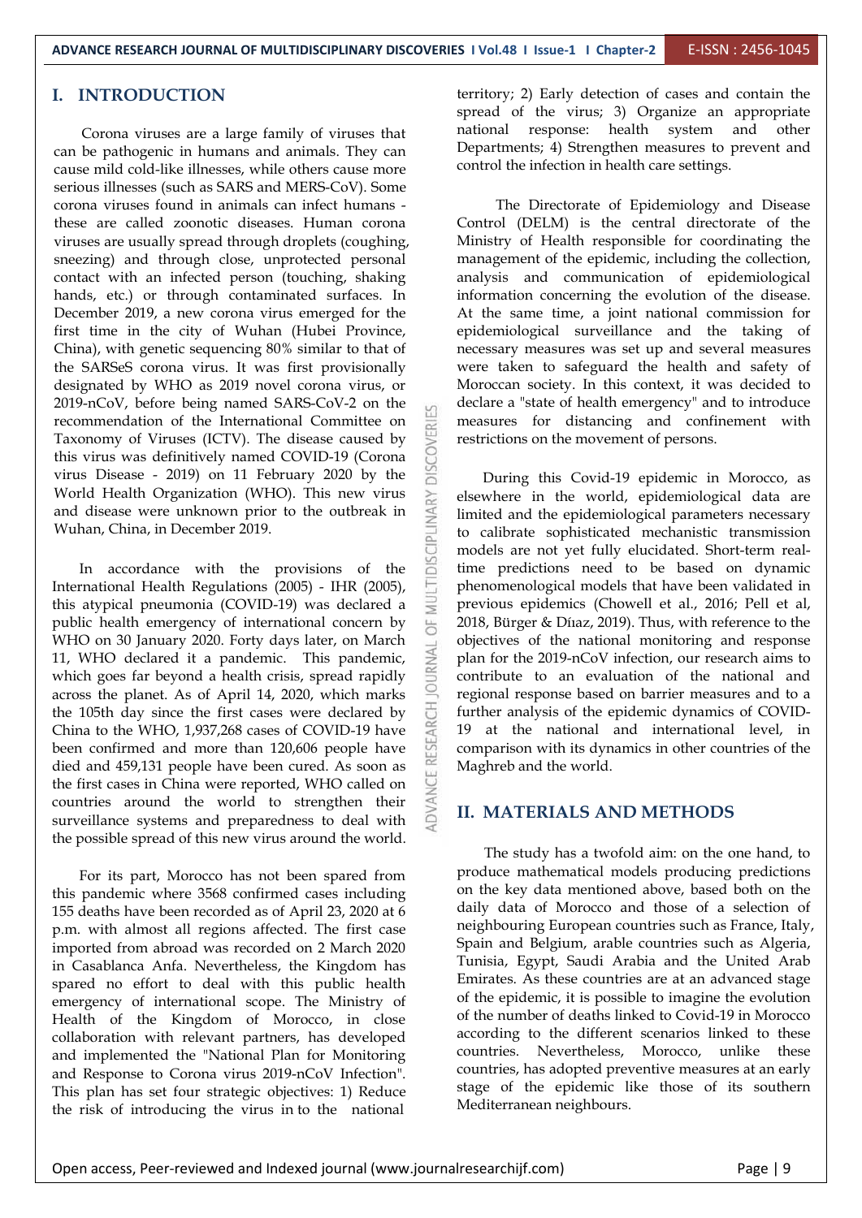## I. INTRODUCTION

Corona viruses are a large family of viruses that can be pathogenic in humans and animals. They can cause mild cold-like illnesses, while others cause more serious illnesses (such as SARS and MERS-CoV). Some corona viruses found in animals can infect humans - these are called zoonotic diseases. Human corona viruses are usually spread through droplets (coughing, sneezing) and through close, unprotected personal contact with an infected person (touching, shaking hands, etc.) or through contaminated surfaces. In December 2019, a new corona virus emerged for the first time in the city of Wuhan (Hubei Province, China), with genetic sequencing 80% similar to that of the SARSeS corona virus. It was first provisionally designated by WHO as 2019 novel corona virus, or 2019-nCoV, before being named SARS-CoV-2 on the recommendation of the International Committee on Taxonomy of Viruses (ICTV). The disease caused by this virus was definitively named COVID-19 (Corona virus Disease - 2019) on 11 February 2020 by the World Health Organization (WHO). This new virus and disease were unknown prior to the outbreak in Wuhan, China, in December 2019.

In accordance with the provisions of the International Health Regulations (2005) - IHR (2005), this atypical pneumonia (COVID-19) was declared a public health emergency of international concern by WHO on 30 January 2020. Forty days later, on March 11, WHO declared it a pandemic. This pandemic, which goes far beyond a health crisis, spread rapidly across the planet. As of April 14, 2020, which marks the 105th day since the first cases were declared by China to the WHO, 1,937,268 cases of COVID-19 have been confirmed and more than 120,606 people have died and 459,131 people have been cured. As soon as the first cases in China were reported, WHO called on countries around the world to strengthen their surveillance systems and preparedness to deal with the possible spread of this new virus around the world.

For its part, Morocco has not been spared from this pandemic where 3568 confirmed cases including 155 deaths have been recorded as of April 23, 2020 at 6 p.m. with almost all regions affected. The first case imported from abroad was recorded on 2 March 2020 in Casablanca Anfa. Nevertheless, the Kingdom has spared no effort to deal with this public health emergency of international scope. The Ministry of Health of the Kingdom of Morocco, in close collaboration with relevant partners, has developed and implemented the "National Plan for Monitoring and Response to Corona virus 2019-nCoV Infection". This plan has set four strategic objectives: 1) Reduce the risk of introducing the virus in to the national territory; 2) Early detection of cases and contain the spread of the virus; 3) Organize an appropriate national response: health system and other Departments; 4) Strengthen measures to prevent and control the infection in health care settings.

The Directorate of Epidemiology and Disease Control (DELM) is the central directorate of the Ministry of Health responsible for coordinating the management of the epidemic, including the collection, analysis and communication of epidemiological information concerning the evolution of the disease. At the same time, a joint national commission for epidemiological surveillance and the taking of necessary measures was set up and several measures were taken to safeguard the health and safety of Moroccan society. In this context, it was decided to declare a "state of health emergency" and to introduce measures for distancing and confinement with restrictions on the movement of persons.

During this Covid-19 epidemic in Morocco, as elsewhere in the world, epidemiological data are limited and the epidemiological parameters necessary to calibrate sophisticated mechanistic transmission models are not yet fully elucidated. Short-term real-time predictions need to be based on dynamic phenomenological models that have been validated in previous epidemics (Chowell et al., 2016; Pell et al, 2018, Bürger & Dínaz, 2019). Thus, with reference to the objectives of the national monitoring and response plan for the 2019-nCoV infection, our research aims to contribute to an evaluation of the national and regional response based on barrier measures and to a further analysis of the epidemic dynamics of COVID-19 at the national and international level, in comparison with its dynamics in other countries of the Maghreb and the world.

## II. MATERIALS AND METHODS

The study has a twofold aim: on the one hand, to produce mathematical models producing predictions on the key data mentioned above, based both on the daily data of Morocco and those of a selection of neighbouring European countries such as France, Italy, Spain and Belgium, arable countries such as Algeria, Tunisia, Egypt, Saudi Arabia and the United Arab Emirates. As these countries are at an advanced stage of the epidemic, it is possible to imagine the evolution of the number of deaths linked to Covid-19 in Morocco according to the different scenarios linked to these countries. Nevertheless, Morocco, unlike these countries, has adopted preventive measures at an early stage of the epidemic like those of its southern Mediterranean neighbours.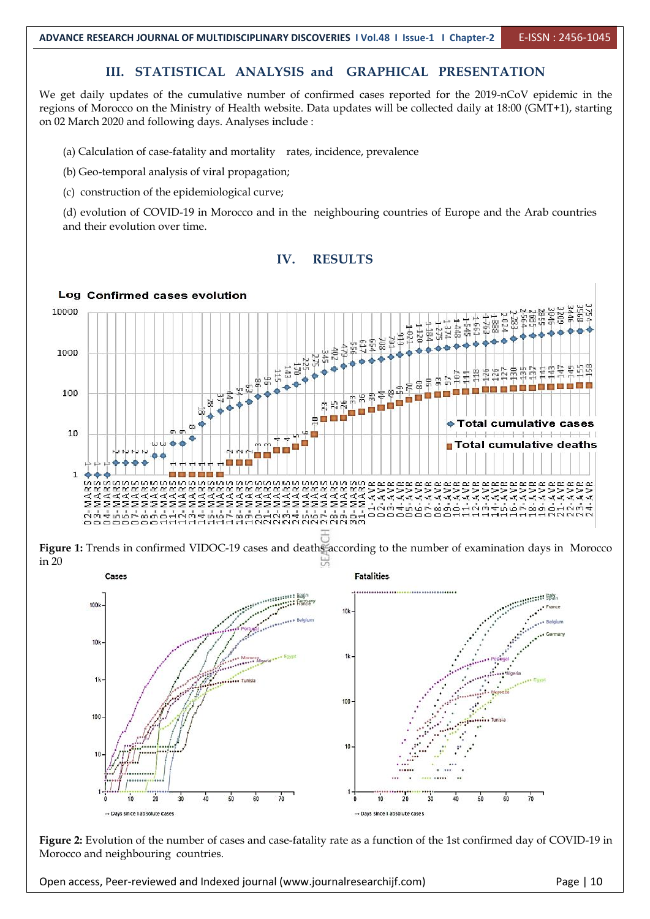## III. STATISTICAL ANALYSIS and GRAPHICAL PRESENTATION

We get daily updates of the cumulative number of confirmed cases reported for the 2019-nCoV epidemic in the regions of Morocco on the Ministry of Health website. Data updates will be collected daily at 18:00 (GMT+1), starting on 02 March 2020 and following days. Analyses include :

(a) Calculation of case-fatality and mortality rates, incidence, prevalence

(b) Geo-temporal analysis of viral propagation;

(c) construction of the epidemiological curve;

(d) evolution of COVID-19 in Morocco and in the neighbouring countries of Europe and the Arab countries and their evolution over time.

## IV. RESULTS

**Figure 1:** Trends in confirmed VIDOC-19 cases and deaths according to the number of examination days in Morocco in 20

**Figure 2:** Evolution of the number of cases and case-fatality rate as a function of the 1st confirmed day of COVID-19 in Morocco and neighbouring countries.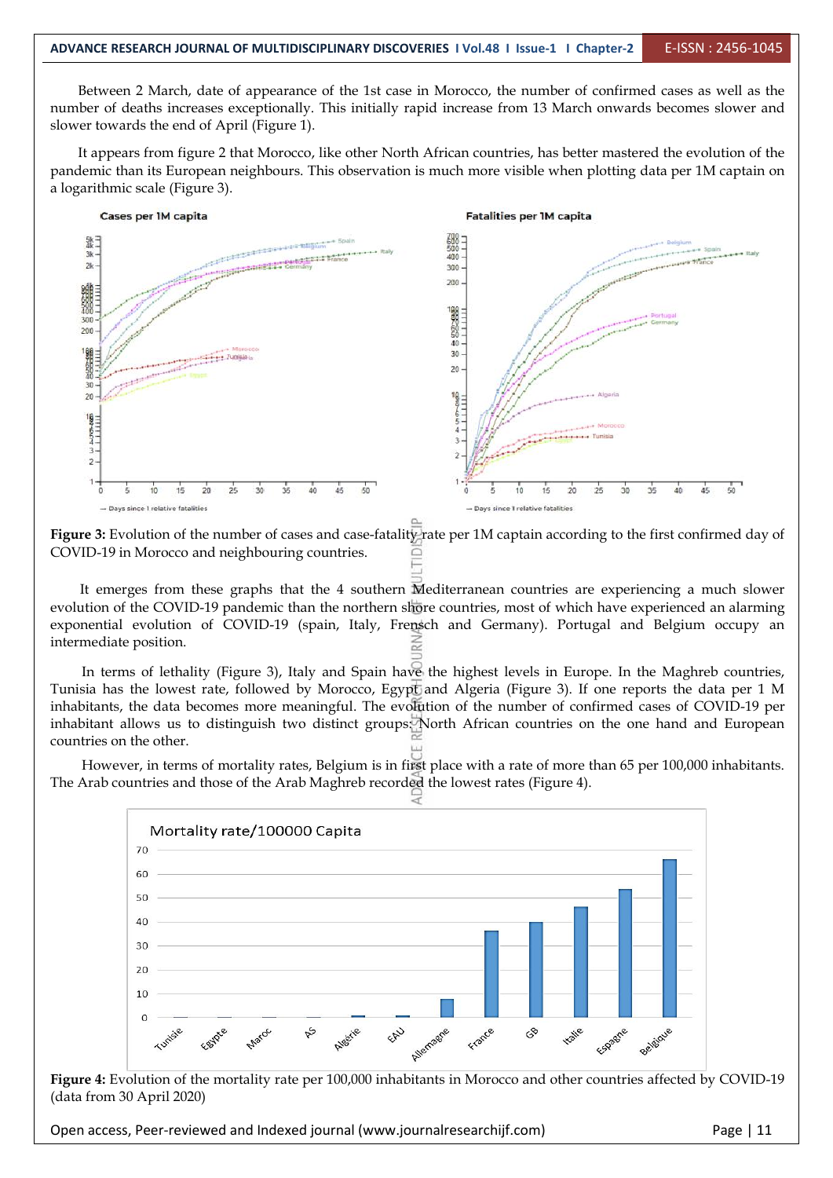Between 2 March, date of appearance of the 1st case in Morocco, the number of confirmed cases as well as the number of deaths increases exceptionally. This initially rapid increase from 13 March onwards becomes slower and slower towards the end of April (Figure 1).

It appears from figure 2 that Morocco, like other North African countries, has better mastered the evolution of the pandemic than its European neighbours. This observation is much more visible when plotting data per 1M captain on a logarithmic scale (Figure 3).

**Figure 3:** Evolution of the number of cases and case-fatality rate per 1M captain according to the first confirmed day of COVID-19 in Morocco and neighbouring countries.

It emerges from these graphs that the 4 southern Mediterranean countries are experiencing a much slower evolution of the COVID-19 pandemic than the northern shore countries, most of which have experienced an alarming exponential evolution of COVID-19 (spain, Italy, Frensch and Germany). Portugal and Belgium occupy an intermediate position.

In terms of lethality (Figure 3), Italy and Spain have the highest levels in Europe. In the Maghreb countries, Tunisia has the lowest rate, followed by Morocco, Egypt and Algeria (Figure 3). If one reports the data per 1 M inhabitants, the data becomes more meaningful. The evolution of the number of confirmed cases of COVID-19 per inhabitant allows us to distinguish two distinct groups: North African countries on the one hand and European countries on the other.

However, in terms of mortality rates, Belgium is in first place with a rate of more than 65 per 100,000 inhabitants. The Arab countries and those of the Arab Maghreb recorded the lowest rates (Figure 4).

**Figure 4:** Evolution of the mortality rate per 100,000 inhabitants in Morocco and other countries affected by COVID-19 (data from 30 April 2020)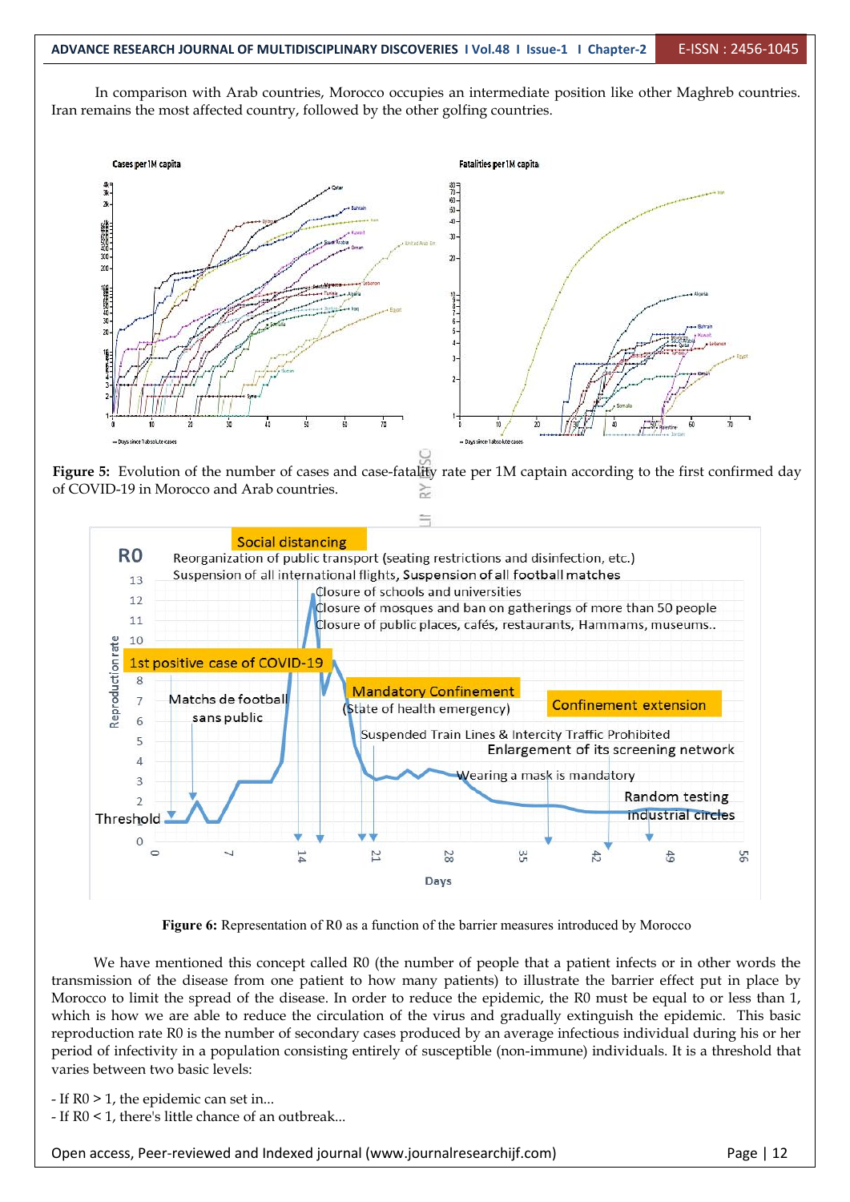In comparison with Arab countries, Morocco occupies an intermediate position like other Maghreb countries. Iran remains the most affected country, followed by the other golfing countries.

**Figure 5:** Evolution of the number of cases and case-fatality rate per 1M captain according to the first confirmed day of COVID-19 in Morocco and Arab countries.

**Figure 6:** Representation of R0 as a function of the barrier measures introduced by Morocco

We have mentioned this concept called R0 (the number of people that a patient infects or in other words the transmission of the disease from one patient to how many patients) to illustrate the barrier effect put in place by Morocco to limit the spread of the disease. In order to reduce the epidemic, the R0 must be equal to or less than 1, which is how we are able to reduce the circulation of the virus and gradually extinguish the epidemic. This basic reproduction rate R0 is the number of secondary cases produced by an average infectious individual during his or her period of infectivity in a population consisting entirely of susceptible (non-immune) individuals. It is a threshold that varies between two basic levels:

- If R0 > 1, the epidemic can set in...
- If R0 < 1, there's little chance of an outbreak...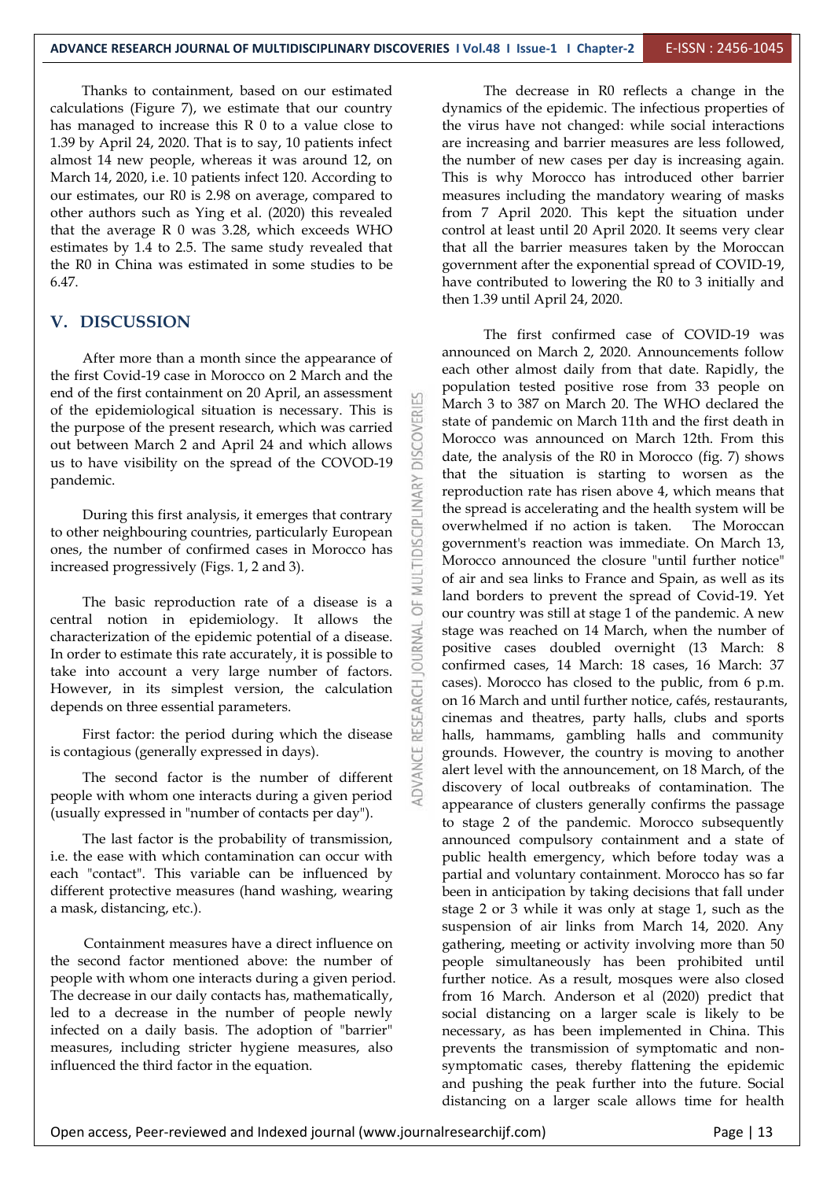Thanks to containment, based on our estimated calculations (Figure 7), we estimate that our country has managed to increase this R 0 to a value close to 1.39 by April 24, 2020. That is to say, 10 patients infect almost 14 new people, whereas it was around 12, on March 14, 2020, i.e. 10 patients infect 120. According to our estimates, our R0 is 2.98 on average, compared to other authors such as Ying et al. (2020) this revealed that the average R 0 was 3.28, which exceeds WHO estimates by 1.4 to 2.5. The same study revealed that the R0 in China was estimated in some studies to be 6.47.

## V. DISCUSSION

After more than a month since the appearance of the first Covid-19 case in Morocco on 2 March and the end of the first containment on 20 April, an assessment of the epidemiological situation is necessary. This is the purpose of the present research, which was carried out between March 2 and April 24 and which allows us to have visibility on the spread of the COVOD-19 pandemic.

During this first analysis, it emerges that contrary to other neighbouring countries, particularly European ones, the number of confirmed cases in Morocco has increased progressively (Figs. 1, 2 and 3).

The basic reproduction rate of a disease is a central notion in epidemiology. It allows the characterization of the epidemic potential of a disease. In order to estimate this rate accurately, it is possible to take into account a very large number of factors. However, in its simplest version, the calculation depends on three essential parameters.

First factor: the period during which the disease is contagious (generally expressed in days).

The second factor is the number of different people with whom one interacts during a given period (usually expressed in "number of contacts per day").

The last factor is the probability of transmission, i.e. the ease with which contamination can occur with each "contact". This variable can be influenced by different protective measures (hand washing, wearing a mask, distancing, etc.).

Containment measures have a direct influence on the second factor mentioned above: the number of people with whom one interacts during a given period. The decrease in our daily contacts has, mathematically, led to a decrease in the number of people newly infected on a daily basis. The adoption of "barrier" measures, including stricter hygiene measures, also influenced the third factor in the equation.

The decrease in R0 reflects a change in the dynamics of the epidemic. The infectious properties of the virus have not changed: while social interactions are increasing and barrier measures are less followed, the number of new cases per day is increasing again. This is why Morocco has introduced other barrier measures including the mandatory wearing of masks from 7 April 2020. This kept the situation under control at least until 20 April 2020. It seems very clear that all the barrier measures taken by the Moroccan government after the exponential spread of COVID-19, have contributed to lowering the R0 to 3 initially and then 1.39 until April 24, 2020.

The first confirmed case of COVID-19 was announced on March 2, 2020. Announcements follow each other almost daily from that date. Rapidly, the population tested positive rose from 33 people on March 3 to 387 on March 20. The WHO declared the state of pandemic on March 11th and the first death in Morocco was announced on March 12th. From this date, the analysis of the R0 in Morocco (fig. 7) shows that the situation is starting to worsen as the reproduction rate has risen above 4, which means that the spread is accelerating and the health system will be overwhelmed if no action is taken. The Moroccan government's reaction was immediate. On March 13, Morocco announced the closure "until further notice" of air and sea links to France and Spain, as well as its land borders to prevent the spread of Covid-19. Yet our country was still at stage 1 of the pandemic. A new stage was reached on 14 March, when the number of positive cases doubled overnight (13 March: 8 confirmed cases, 14 March: 18 cases, 16 March: 37 cases). Morocco has closed to the public, from 6 p.m. on 16 March and until further notice, cafés, restaurants, cinemas and theatres, party halls, clubs and sports halls, hammams, gambling halls and community grounds. However, the country is moving to another alert level with the announcement, on 18 March, of the discovery of local outbreaks of contamination. The appearance of clusters generally confirms the passage to stage 2 of the pandemic. Morocco subsequently announced compulsory containment and a state of public health emergency, which before today was a partial and voluntary containment. Morocco has so far been in anticipation by taking decisions that fall under stage 2 or 3 while it was only at stage 1, such as the suspension of air links from March 14, 2020. Any gathering, meeting or activity involving more than 50 people simultaneously has been prohibited until further notice. As a result, mosques were also closed from 16 March. Anderson et al (2020) predict that social distancing on a larger scale is likely to be necessary, as has been implemented in China. This prevents the transmission of symptomatic and non-symptomatic cases, thereby flattening the epidemic and pushing the peak further into the future. Social distancing on a larger scale allows time for health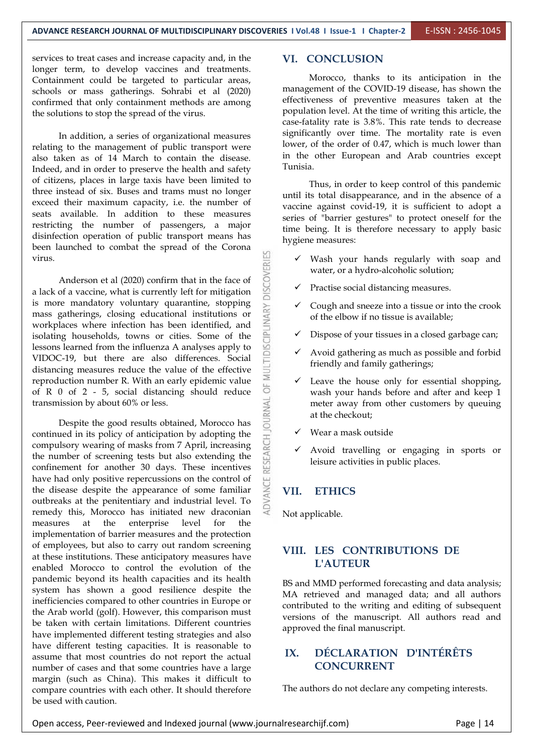services to treat cases and increase capacity and, in the longer term, to develop vaccines and treatments. Containment could be targeted to particular areas, schools or mass gatherings. Sohrabi et al (2020) confirmed that only containment methods are among the solutions to stop the spread of the virus.

In addition, a series of organizational measures relating to the management of public transport were also taken as of 14 March to contain the disease. Indeed, and in order to preserve the health and safety of citizens, places in large taxis have been limited to three instead of six. Buses and trams must no longer exceed their maximum capacity, i.e. the number of seats available. In addition to these measures restricting the number of passengers, a major disinfection operation of public transport means has been launched to combat the spread of the Corona virus.

Anderson et al (2020) confirm that in the face of a lack of a vaccine, what is currently left for mitigation is more mandatory voluntary quarantine, stopping mass gatherings, closing educational institutions or workplaces where infection has been identified, and isolating households, towns or cities. Some of the lessons learned from the influenza A analyses apply to VIDOC-19, but there are also differences. Social distancing measures reduce the value of the effective reproduction number R. With an early epidemic value of R 0 of 2 - 5, social distancing should reduce transmission by about 60% or less.

Despite the good results obtained, Morocco has continued in its policy of anticipation by adopting the compulsory wearing of masks from 7 April, increasing the number of screening tests but also extending the confinement for another 30 days. These incentives have had only positive repercussions on the control of the disease despite the appearance of some familiar outbreaks at the penitentiary and industrial level. To remedy this, Morocco has initiated new draconian measures at the enterprise level for the implementation of barrier measures and the protection of employees, but also to carry out random screening at these institutions. These anticipatory measures have enabled Morocco to control the evolution of the pandemic beyond its health capacities and its health system has shown a good resilience despite the inefficiencies compared to other countries in Europe or the Arab world (golf). However, this comparison must be taken with certain limitations. Different countries have implemented different testing strategies and also have different testing capacities. It is reasonable to assume that most countries do not report the actual number of cases and that some countries have a large margin (such as China). This makes it difficult to compare countries with each other. It should therefore be used with caution.

## VI. CONCLUSION

Morocco, thanks to its anticipation in the management of the COVID-19 disease, has shown the effectiveness of preventive measures taken at the population level. At the time of writing this article, the case-fatality rate is 3.8%. This rate tends to decrease significantly over time. The mortality rate is even lower, of the order of 0.47, which is much lower than in the other European and Arab countries except Tunisia.

Thus, in order to keep control of this pandemic until its total disappearance, and in the absence of a vaccine against covid-19, it is sufficient to adopt a series of "barrier gestures" to protect oneself for the time being. It is therefore necessary to apply basic hygiene measures:

- ✓ Wash your hands regularly with soap and water, or a hydro-alcoholic solution;
- ✓ Practise social distancing measures.
- ✓ Cough and sneeze into a tissue or into the crook of the elbow if no tissue is available;
- ✓ Dispose of your tissues in a closed garbage can;
- ✓ Avoid gathering as much as possible and forbid friendly and family gatherings;
- ✓ Leave the house only for essential shopping, wash your hands before and after and keep 1 meter away from other customers by queuing at the checkout;
- ✓ Wear a mask outside
- ✓ Avoid travelling or engaging in sports or leisure activities in public places.

## VII. ETHICS

Not applicable.

## VIII. LES CONTRIBUTIONS DE L'AUTEUR

BS and MMD performed forecasting and data analysis; MA retrieved and managed data; and all authors contributed to the writing and editing of subsequent versions of the manuscript. All authors read and approved the final manuscript.

## IX. DÉCLARATION D'INTÉRÊTS CONCURRENT

The authors do not declare any competing interests.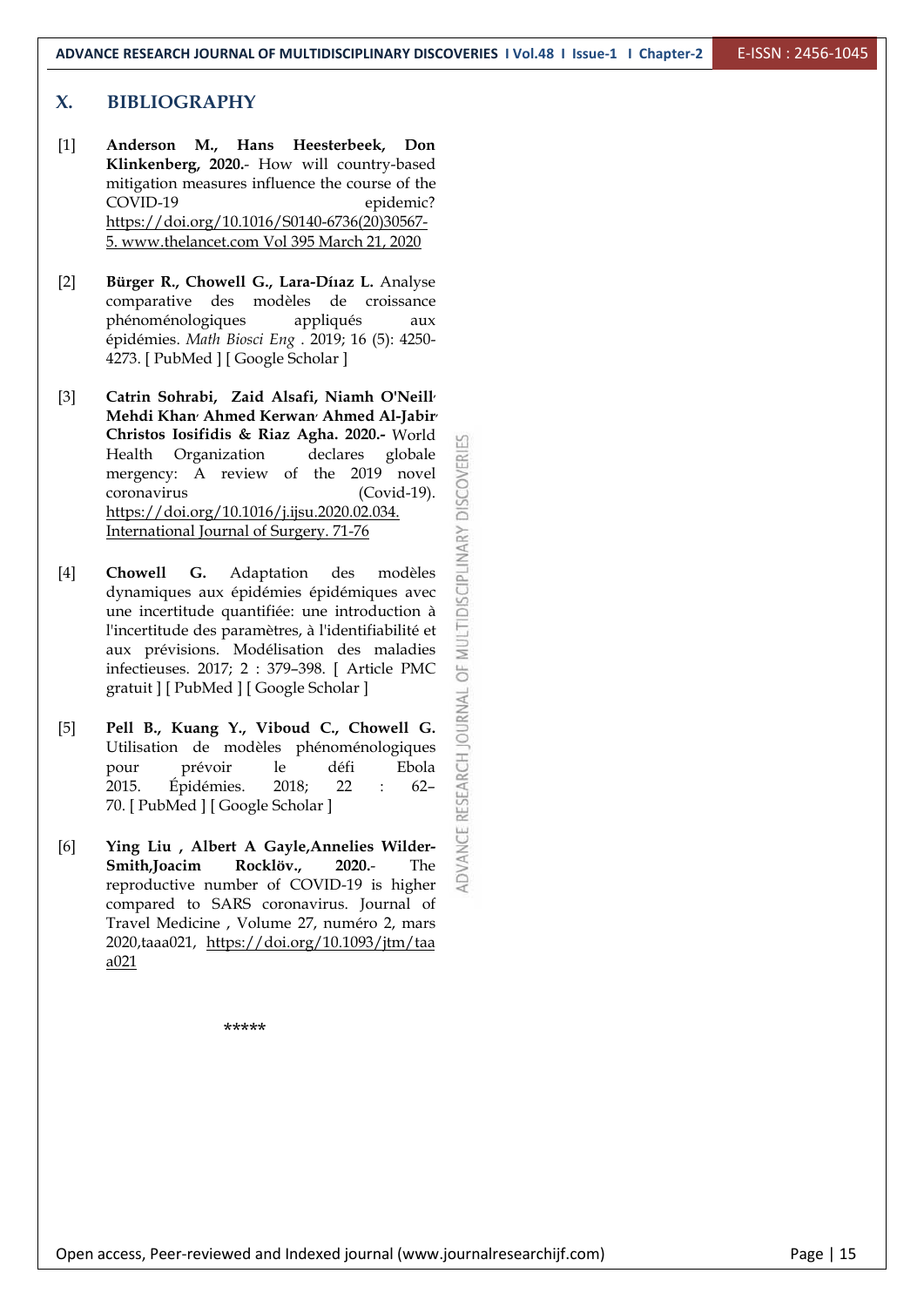# X. BIBLIOGRAPHY

[1] **Anderson M., Hans Heesterbeek, Don Klinkenberg, 2020.**- How will country-based mitigation measures influence the course of the COVID-19 epidemic? https://doi.org/10.1016/S0140-6736(20)30567-5. www.thelancet.com Vol 395 March 21, 2020

[2] **Bürger R., Chowell G., Lara-Díıaz L.** Analyse comparative des modèles de croissance phénoménologiques appliqués aux épidémies. *Math Biosci Eng* . 2019; 16 (5): 4250-4273. [ PubMed ] [ Google Scholar ]

[3] **Catrin Sohrabi, Zaid Alsafi, Niamh O'Neill, Mehdi Khan, Ahmed Kerwan, Ahmed Al-Jabir, Christos Iosifidis & Riaz Agha. 2020.-** World Health Organization declares globale mergency: A review of the 2019 novel coronavirus (Covid-19). https://doi.org/10.1016/j.ijsu.2020.02.034. International Journal of Surgery. 71-76

[4] **Chowell G.** Adaptation des modèles dynamiques aux épidémies épidémiques avec une incertitude quantifiée: une introduction à l'incertitude des paramètres, à l'identifiabilité et aux prévisions. Modélisation des maladies infectieuses. 2017; 2 : 379–398. [ Article PMC gratuit ] [ PubMed ] [ Google Scholar ]

[5] **Pell B., Kuang Y., Viboud C., Chowell G.** Utilisation de modèles phénoménologiques pour prévoir le défi Ebola 2015. Épidémies. 2018; 22 : 62–70. [ PubMed ] [ Google Scholar ]

[6] **Ying Liu , Albert A Gayle,Annelies Wilder-Smith,Joacim Rocklöv., 2020.-** The reproductive number of COVID-19 is higher compared to SARS coronavirus. Journal of Travel Medicine , Volume 27, numéro 2, mars 2020,taaa021, https://doi.org/10.1093/jtm/taaa021

*****